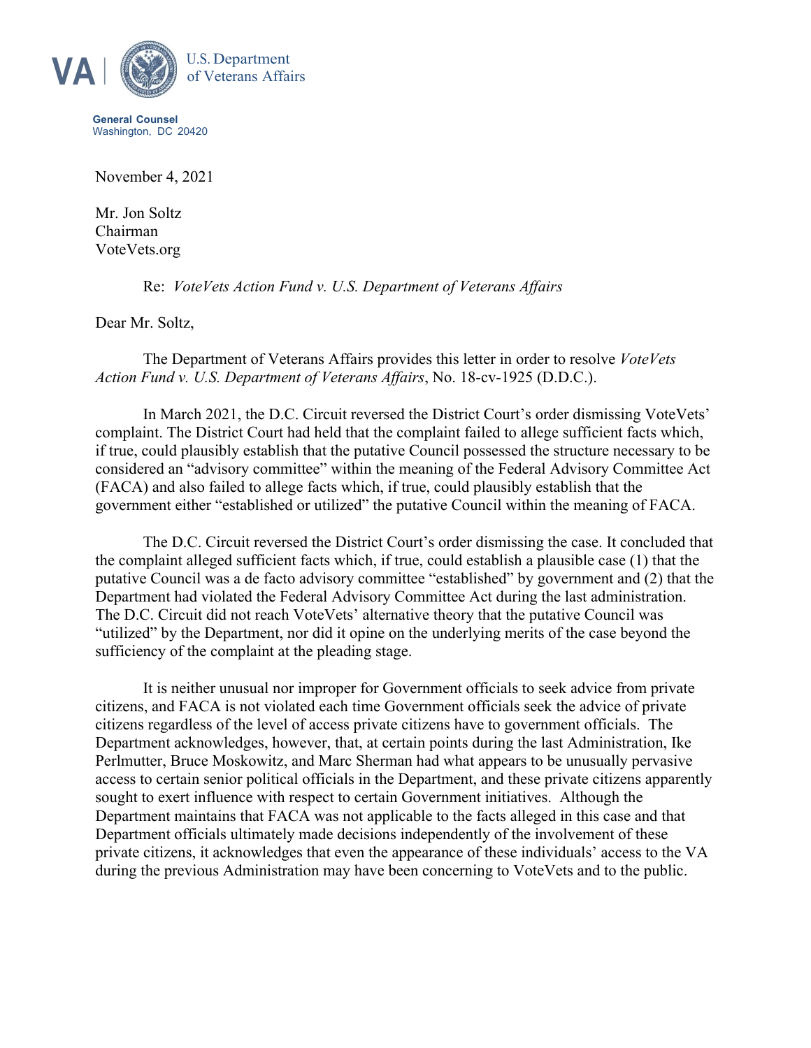VA | U.S. Department of Veterans Affairs

**General Counsel**
Washington, DC 20420

November 4, 2021

Mr. Jon Soltz
Chairman
VoteVets.org

Re: *VoteVets Action Fund v. U.S. Department of Veterans Affairs*

Dear Mr. Soltz,

The Department of Veterans Affairs provides this letter in order to resolve *VoteVets Action Fund v. U.S. Department of Veterans Affairs*, No. 18-cv-1925 (D.D.C.).

In March 2021, the D.C. Circuit reversed the District Court's order dismissing VoteVets' complaint. The District Court had held that the complaint failed to allege sufficient facts which, if true, could plausibly establish that the putative Council possessed the structure necessary to be considered an "advisory committee" within the meaning of the Federal Advisory Committee Act (FACA) and also failed to allege facts which, if true, could plausibly establish that the government either "established or utilized" the putative Council within the meaning of FACA.

The D.C. Circuit reversed the District Court's order dismissing the case. It concluded that the complaint alleged sufficient facts which, if true, could establish a plausible case (1) that the putative Council was a de facto advisory committee "established" by government and (2) that the Department had violated the Federal Advisory Committee Act during the last administration. The D.C. Circuit did not reach VoteVets' alternative theory that the putative Council was "utilized" by the Department, nor did it opine on the underlying merits of the case beyond the sufficiency of the complaint at the pleading stage.

It is neither unusual nor improper for Government officials to seek advice from private citizens, and FACA is not violated each time Government officials seek the advice of private citizens regardless of the level of access private citizens have to government officials. The Department acknowledges, however, that, at certain points during the last Administration, Ike Perlmutter, Bruce Moskowitz, and Marc Sherman had what appears to be unusually pervasive access to certain senior political officials in the Department, and these private citizens apparently sought to exert influence with respect to certain Government initiatives. Although the Department maintains that FACA was not applicable to the facts alleged in this case and that Department officials ultimately made decisions independently of the involvement of these private citizens, it acknowledges that even the appearance of these individuals' access to the VA during the previous Administration may have been concerning to VoteVets and to the public.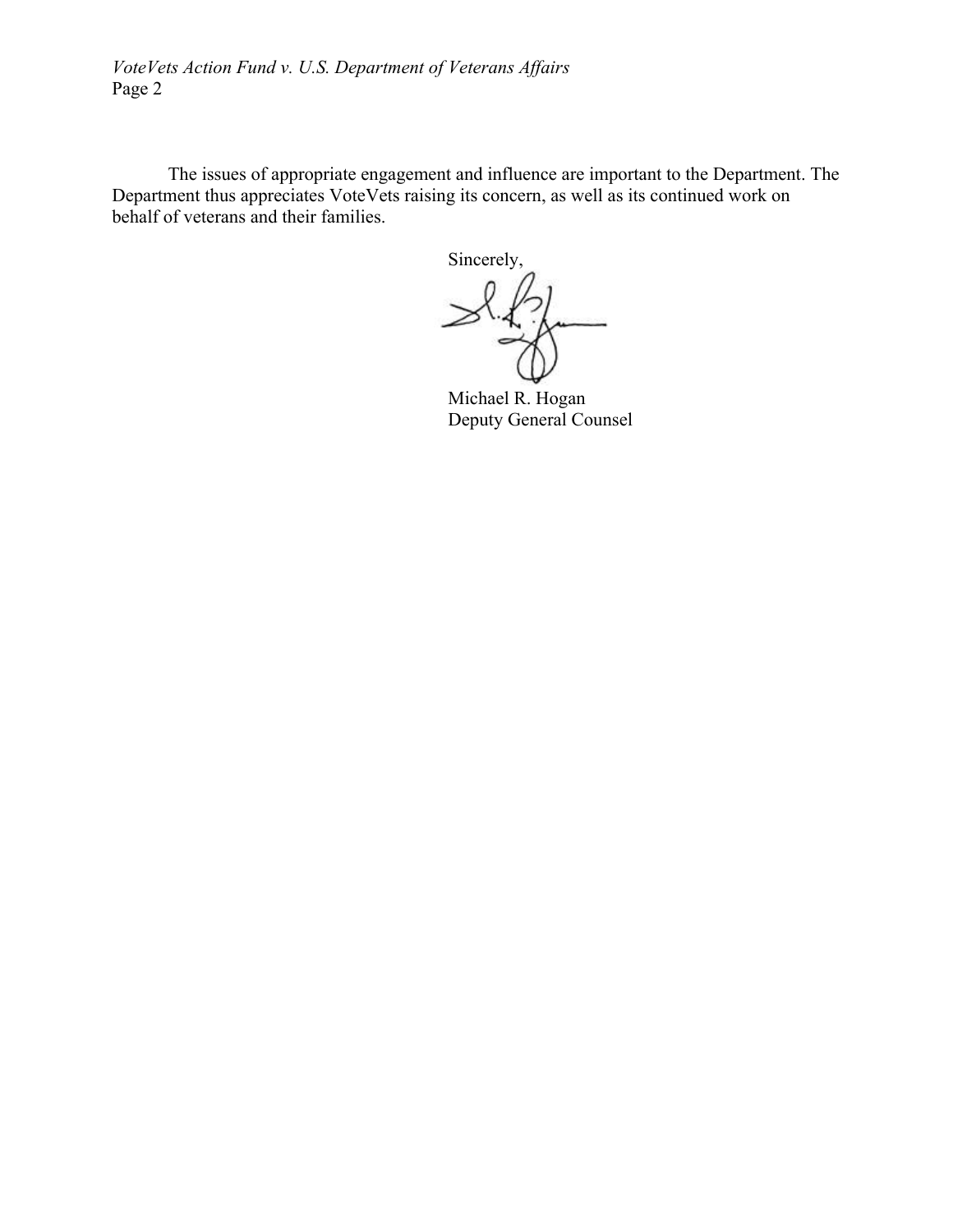The issues of appropriate engagement and influence are important to the Department. The Department thus appreciates VoteVets raising its concern, as well as its continued work on behalf of veterans and their families.

Sincerely,

Michael R. Hogan
Deputy General Counsel